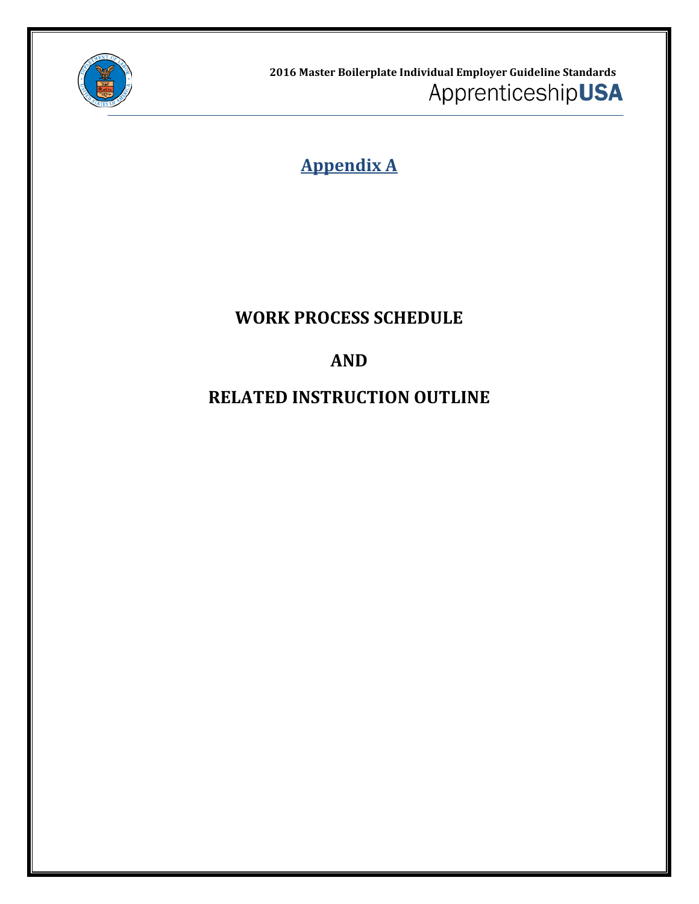# Appendix A

## WORK PROCESS SCHEDULE

## AND

## RELATED INSTRUCTION OUTLINE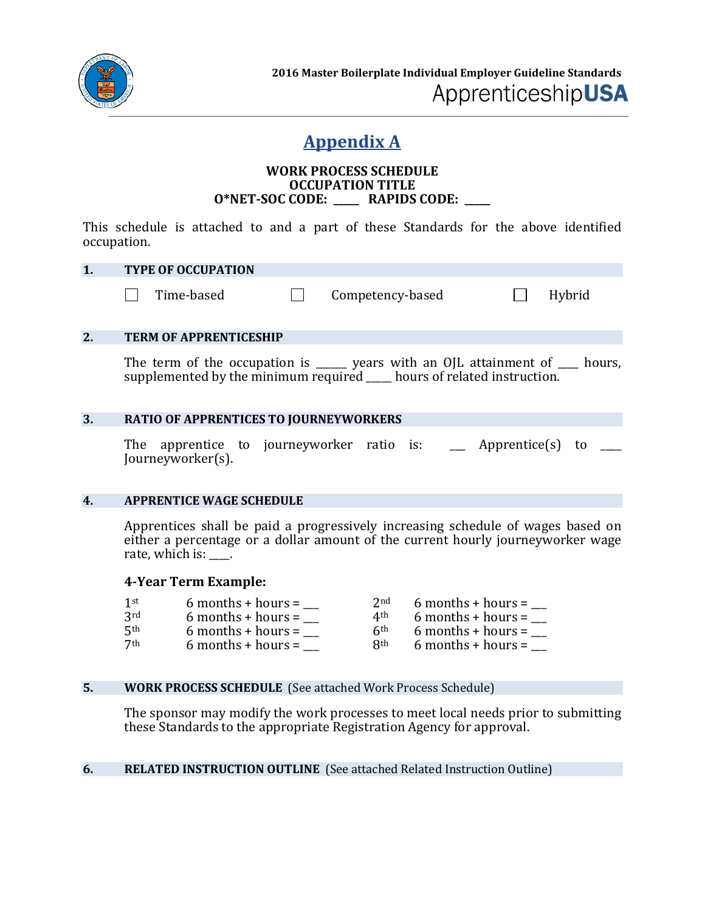# Appendix A

**WORK PROCESS SCHEDULE**
**OCCUPATION TITLE**
**O*NET-SOC CODE: _____ RAPIDS CODE: _____**

This schedule is attached to and a part of these Standards for the above identified occupation.

## 1. TYPE OF OCCUPATION

☐ Time-based ☐ Competency-based ☐ Hybrid

## 2. TERM OF APPRENTICESHIP

The term of the occupation is _____ years with an OJL attainment of ___ hours, supplemented by the minimum required _____ hours of related instruction.

## 3. RATIO OF APPRENTICES TO JOURNEYWORKERS

The apprentice to journeyworker ratio is: ___ Apprentice(s) to ____ Journeyworker(s).

## 4. APPRENTICE WAGE SCHEDULE

Apprentices shall be paid a progressively increasing schedule of wages based on either a percentage or a dollar amount of the current hourly journeyworker wage rate, which is: ____.

**4-Year Term Example:**

| | | | |
|---|---|---|---|
| 1st | 6 months + hours = ___ | 2nd | 6 months + hours = ___ |
| 3rd | 6 months + hours = ___ | 4th | 6 months + hours = ___ |
| 5th | 6 months + hours = ___ | 6th | 6 months + hours = ___ |
| 7th | 6 months + hours = ___ | 8th | 6 months + hours = ___ |

## 5. WORK PROCESS SCHEDULE (See attached Work Process Schedule)

The sponsor may modify the work processes to meet local needs prior to submitting these Standards to the appropriate Registration Agency for approval.

## 6. RELATED INSTRUCTION OUTLINE (See attached Related Instruction Outline)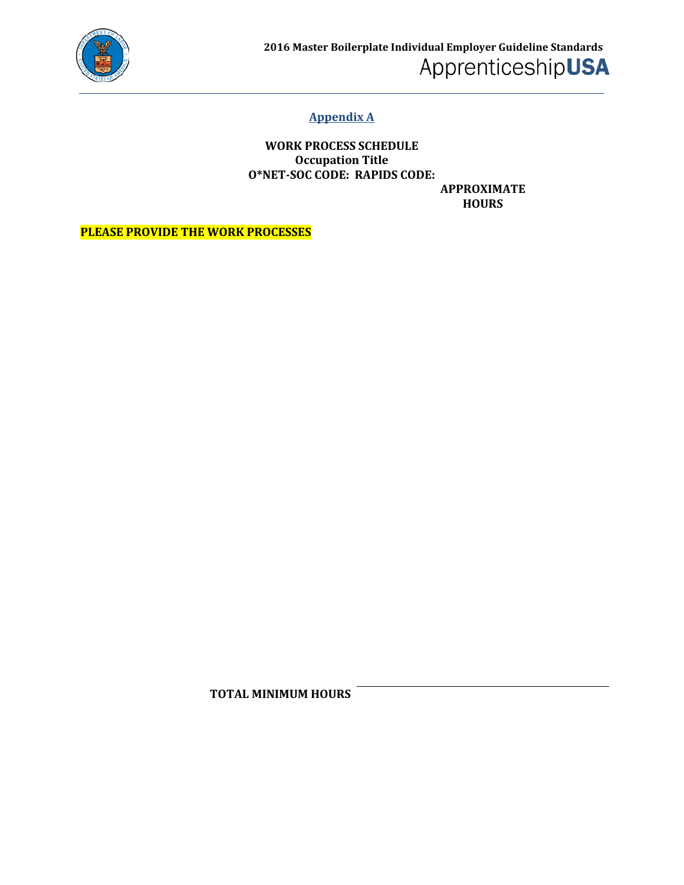## Appendix A

**WORK PROCESS SCHEDULE**
**Occupation Title**
**O*NET-SOC CODE: RAPIDS CODE:**

**APPROXIMATE HOURS**

**PLEASE PROVIDE THE WORK PROCESSES**

**TOTAL MINIMUM HOURS** ____________________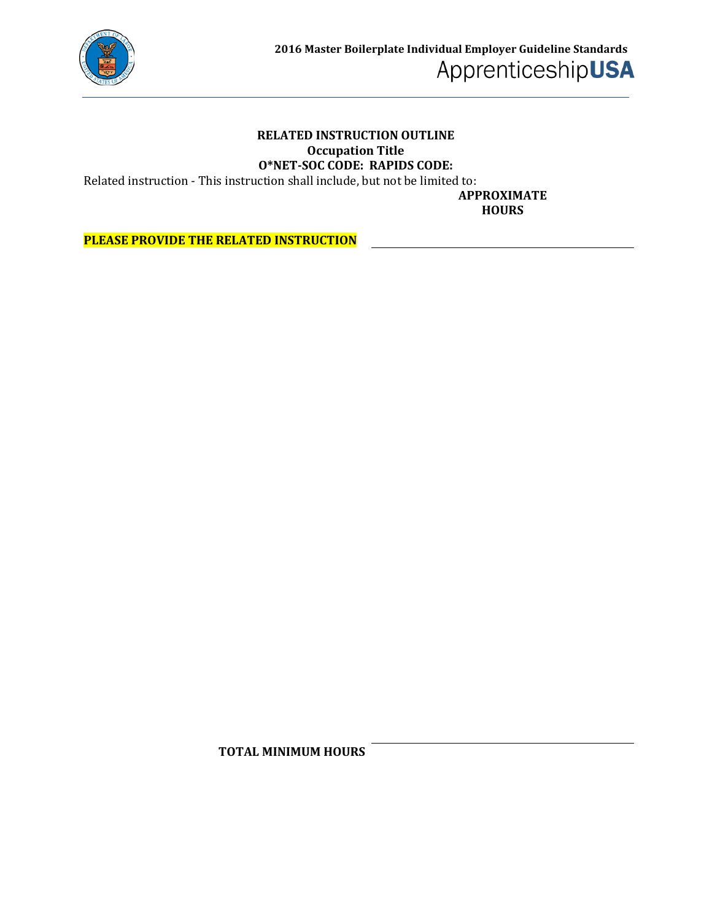**RELATED INSTRUCTION OUTLINE**
**Occupation Title**
**O*NET-SOC CODE: RAPIDS CODE:**

Related instruction - This instruction shall include, but not be limited to:

**APPROXIMATE HOURS**

**PLEASE PROVIDE THE RELATED INSTRUCTION** \_\_\_\_\_\_\_\_\_\_\_\_\_\_\_\_\_\_\_\_

**TOTAL MINIMUM HOURS** \_\_\_\_\_\_\_\_\_\_\_\_\_\_\_\_\_\_\_\_